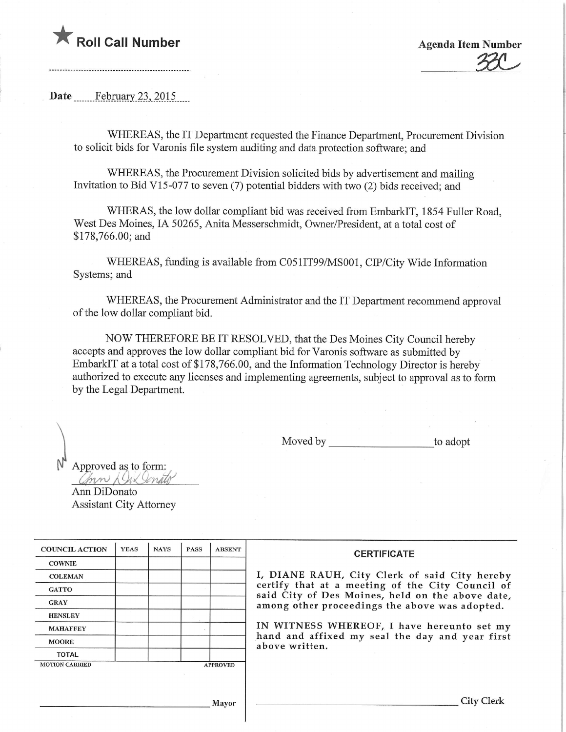★ **Roll Call Number**

..........................................................

**Agenda Item Number**

33C

**Date** February 23, 2015

WHEREAS, the IT Department requested the Finance Department, Procurement Division to solicit bids for Varonis file system auditing and data protection software; and

WHEREAS, the Procurement Division solicited bids by advertisement and mailing Invitation to Bid V15-077 to seven (7) potential bidders with two (2) bids received; and

WHERAS, the low dollar compliant bid was received from EmbarkIT, 1854 Fuller Road, West Des Moines, IA 50265, Anita Messerschmidt, Owner/President, at a total cost of $178,766.00; and

WHEREAS, funding is available from C051IT99/MS001, CIP/City Wide Information Systems; and

WHEREAS, the Procurement Administrator and the IT Department recommend approval of the low dollar compliant bid.

NOW THEREFORE BE IT RESOLVED, that the Des Moines City Council hereby accepts and approves the low dollar compliant bid for Varonis software as submitted by EmbarkIT at a total cost of $178,766.00, and the Information Technology Director is hereby authorized to execute any licenses and implementing agreements, subject to approval as to form by the Legal Department.

Moved by ____________________ to adopt

Approved as to form:

Ann DiDonato
Assistant City Attorney

| COUNCIL ACTION | YEAS | NAYS | PASS | ABSENT |
|---|---|---|---|---|
| COWNIE | | | | |
| COLEMAN | | | | |
| GATTO | | | | |
| GRAY | | | | |
| HENSLEY | | | | |
| MAHAFFEY | | | | |
| MOORE | | | | |
| TOTAL | | | | |
| MOTION CARRIED | | | | APPROVED |

____________________ Mayor

**CERTIFICATE**

I, DIANE RAUH, City Clerk of said City hereby certify that at a meeting of the City Council of said City of Des Moines, held on the above date, among other proceedings the above was adopted.

IN WITNESS WHEREOF, I have hereunto set my hand and affixed my seal the day and year first above written.

____________________ City Clerk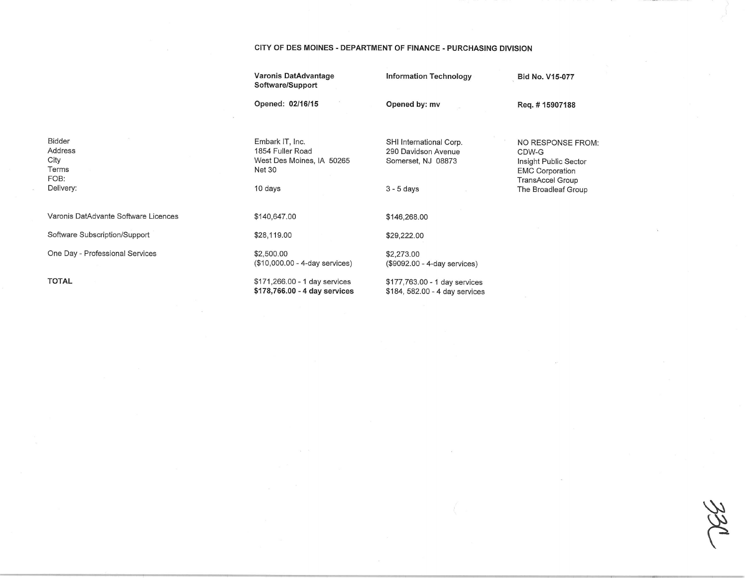# CITY OF DES MOINES - DEPARTMENT OF FINANCE - PURCHASING DIVISION

| | | | |
|---|---|---|---|
| | **Varonis DatAdvantage Software/Support** | **Information Technology** | **Bid No. V15-077** |
| | **Opened: 02/16/15** | **Opened by: mv** | **Req. # 15907188** |
| Bidder<br>Address<br>City<br>Terms<br>FOB:<br>Delivery: | Embark IT, Inc.<br>1854 Fuller Road<br>West Des Moines, IA 50265<br>Net 30<br><br>10 days | SHI International Corp.<br>290 Davidson Avenue<br>Somerset, NJ 08873<br><br><br>3 - 5 days | NO RESPONSE FROM:<br>CDW-G<br>Insight Public Sector<br>EMC Corporation<br>TransAccel Group<br>The Broadleaf Group |
| Varonis DatAdvante Software Licences | $140,647.00 | $146,268.00 | |
| Software Subscription/Support | $28,119.00 | $29,222.00 | |
| One Day - Professional Services | $2,500.00<br>($10,000.00 - 4-day services) | $2,273.00<br>($9092.00 - 4-day services) | |
| **TOTAL** | $171,266.00 - 1 day services<br>**$178,766.00 - 4 day services** | $177,763.00 - 1 day services<br>$184, 582.00 - 4 day services | |

33C